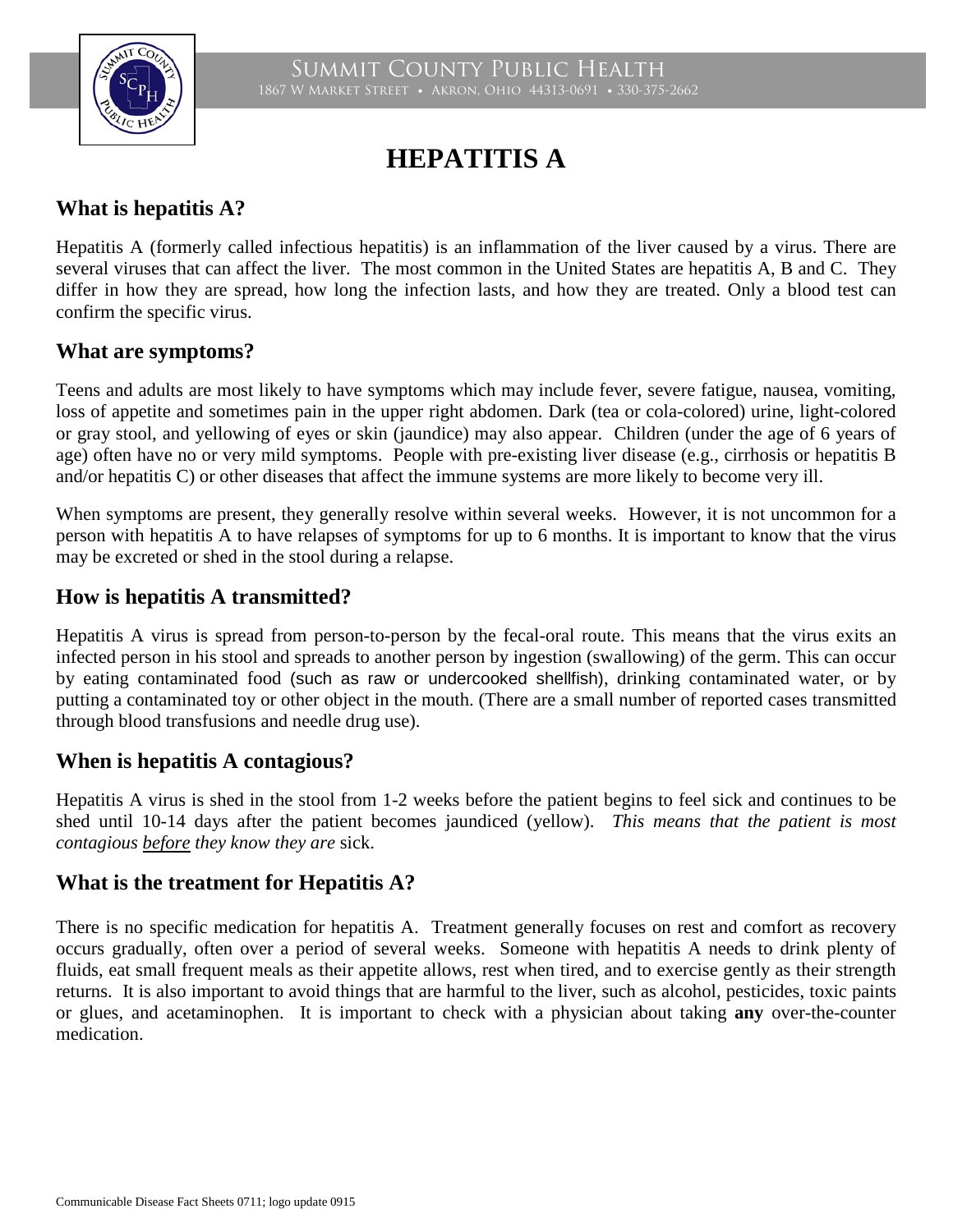Summit County Public Health
1867 W Market Street • Akron, Ohio 44313-0691 • 330-375-2662

# HEPATITIS A

## What is hepatitis A?

Hepatitis A (formerly called infectious hepatitis) is an inflammation of the liver caused by a virus. There are several viruses that can affect the liver. The most common in the United States are hepatitis A, B and C. They differ in how they are spread, how long the infection lasts, and how they are treated. Only a blood test can confirm the specific virus.

## What are symptoms?

Teens and adults are most likely to have symptoms which may include fever, severe fatigue, nausea, vomiting, loss of appetite and sometimes pain in the upper right abdomen. Dark (tea or cola-colored) urine, light-colored or gray stool, and yellowing of eyes or skin (jaundice) may also appear. Children (under the age of 6 years of age) often have no or very mild symptoms. People with pre-existing liver disease (e.g., cirrhosis or hepatitis B and/or hepatitis C) or other diseases that affect the immune systems are more likely to become very ill.

When symptoms are present, they generally resolve within several weeks. However, it is not uncommon for a person with hepatitis A to have relapses of symptoms for up to 6 months. It is important to know that the virus may be excreted or shed in the stool during a relapse.

## How is hepatitis A transmitted?

Hepatitis A virus is spread from person-to-person by the fecal-oral route. This means that the virus exits an infected person in his stool and spreads to another person by ingestion (swallowing) of the germ. This can occur by eating contaminated food (such as raw or undercooked shellfish), drinking contaminated water, or by putting a contaminated toy or other object in the mouth. (There are a small number of reported cases transmitted through blood transfusions and needle drug use).

## When is hepatitis A contagious?

Hepatitis A virus is shed in the stool from 1-2 weeks before the patient begins to feel sick and continues to be shed until 10-14 days after the patient becomes jaundiced (yellow). *This means that the patient is most contagious <u>before</u> they know they are* sick.

## What is the treatment for Hepatitis A?

There is no specific medication for hepatitis A. Treatment generally focuses on rest and comfort as recovery occurs gradually, often over a period of several weeks. Someone with hepatitis A needs to drink plenty of fluids, eat small frequent meals as their appetite allows, rest when tired, and to exercise gently as their strength returns. It is also important to avoid things that are harmful to the liver, such as alcohol, pesticides, toxic paints or glues, and acetaminophen. It is important to check with a physician about taking **any** over-the-counter medication.

Communicable Disease Fact Sheets 0711; logo update 0915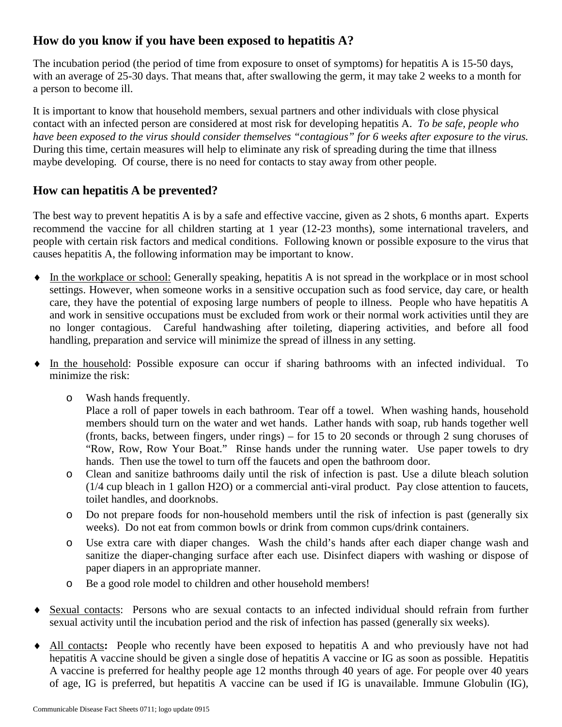## How do you know if you have been exposed to hepatitis A?

The incubation period (the period of time from exposure to onset of symptoms) for hepatitis A is 15-50 days, with an average of 25-30 days. That means that, after swallowing the germ, it may take 2 weeks to a month for a person to become ill.

It is important to know that household members, sexual partners and other individuals with close physical contact with an infected person are considered at most risk for developing hepatitis A. *To be safe, people who have been exposed to the virus should consider themselves "contagious" for 6 weeks after exposure to the virus.* During this time, certain measures will help to eliminate any risk of spreading during the time that illness maybe developing. Of course, there is no need for contacts to stay away from other people.

## How can hepatitis A be prevented?

The best way to prevent hepatitis A is by a safe and effective vaccine, given as 2 shots, 6 months apart. Experts recommend the vaccine for all children starting at 1 year (12-23 months), some international travelers, and people with certain risk factors and medical conditions. Following known or possible exposure to the virus that causes hepatitis A, the following information may be important to know.

- <u>In the workplace or school:</u> Generally speaking, hepatitis A is not spread in the workplace or in most school settings. However, when someone works in a sensitive occupation such as food service, day care, or health care, they have the potential of exposing large numbers of people to illness. People who have hepatitis A and work in sensitive occupations must be excluded from work or their normal work activities until they are no longer contagious. Careful handwashing after toileting, diapering activities, and before all food handling, preparation and service will minimize the spread of illness in any setting.

- <u>In the household</u>: Possible exposure can occur if sharing bathrooms with an infected individual. To minimize the risk:
  - Wash hands frequently.
    Place a roll of paper towels in each bathroom. Tear off a towel. When washing hands, household members should turn on the water and wet hands. Lather hands with soap, rub hands together well (fronts, backs, between fingers, under rings) – for 15 to 20 seconds or through 2 sung choruses of "Row, Row, Row Your Boat." Rinse hands under the running water. Use paper towels to dry hands. Then use the towel to turn off the faucets and open the bathroom door.
  - Clean and sanitize bathrooms daily until the risk of infection is past. Use a dilute bleach solution (1/4 cup bleach in 1 gallon $H_2O$) or a commercial anti-viral product. Pay close attention to faucets, toilet handles, and doorknobs.
  - Do not prepare foods for non-household members until the risk of infection is past (generally six weeks). Do not eat from common bowls or drink from common cups/drink containers.
  - Use extra care with diaper changes. Wash the child's hands after each diaper change wash and sanitize the diaper-changing surface after each use. Disinfect diapers with washing or dispose of paper diapers in an appropriate manner.
  - Be a good role model to children and other household members!

- <u>Sexual contacts</u>: Persons who are sexual contacts to an infected individual should refrain from further sexual activity until the incubation period and the risk of infection has passed (generally six weeks).

- <u>All contacts</u>**:** People who recently have been exposed to hepatitis A and who previously have not had hepatitis A vaccine should be given a single dose of hepatitis A vaccine or IG as soon as possible. Hepatitis A vaccine is preferred for healthy people age 12 months through 40 years of age. For people over 40 years of age, IG is preferred, but hepatitis A vaccine can be used if IG is unavailable. Immune Globulin (IG),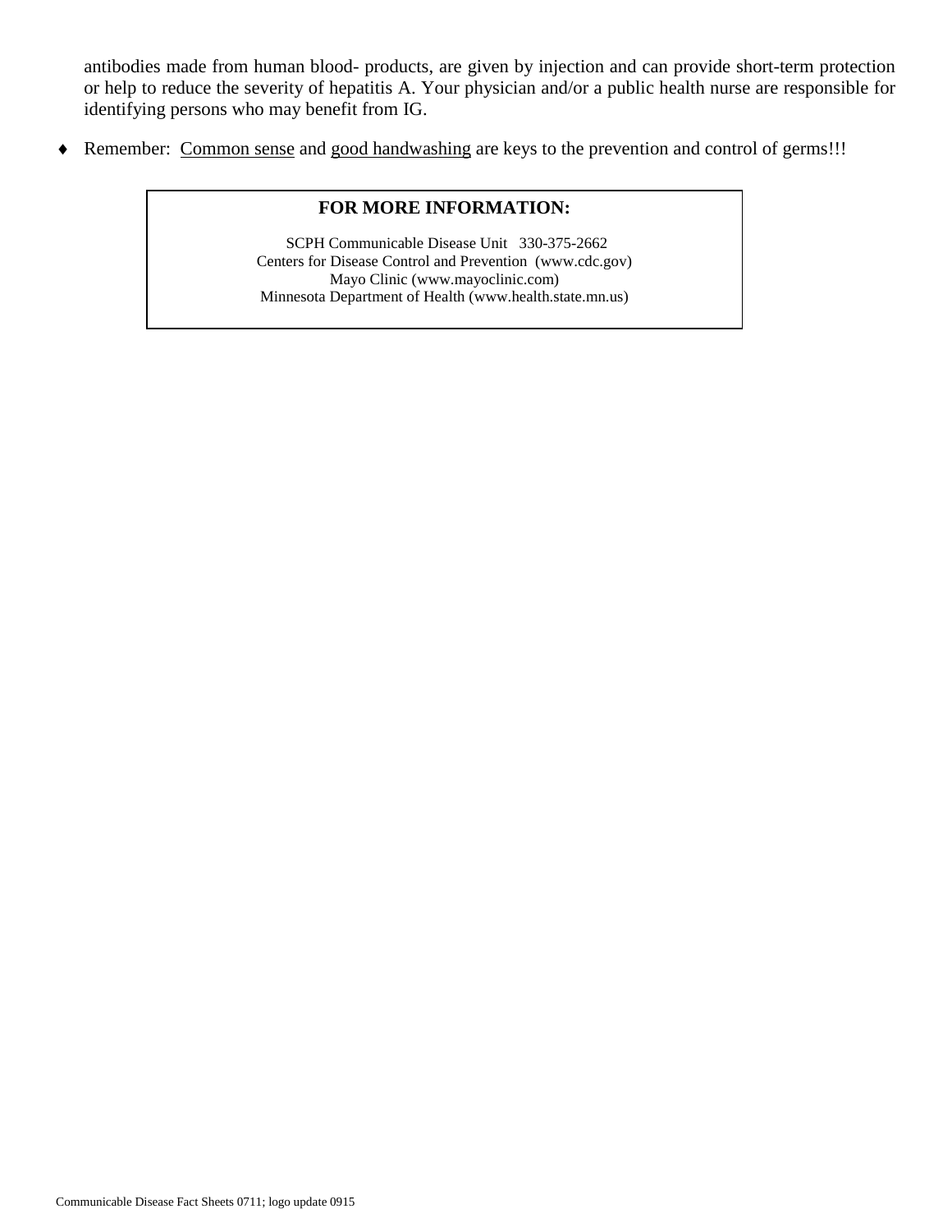antibodies made from human blood- products, are given by injection and can provide short-term protection or help to reduce the severity of hepatitis A. Your physician and/or a public health nurse are responsible for identifying persons who may benefit from IG.

- Remember: Common sense and good handwashing are keys to the prevention and control of germs!!!

**FOR MORE INFORMATION:**

SCPH Communicable Disease Unit 330-375-2662
Centers for Disease Control and Prevention (www.cdc.gov)
Mayo Clinic (www.mayoclinic.com)
Minnesota Department of Health (www.health.state.mn.us)

Communicable Disease Fact Sheets 0711; logo update 0915